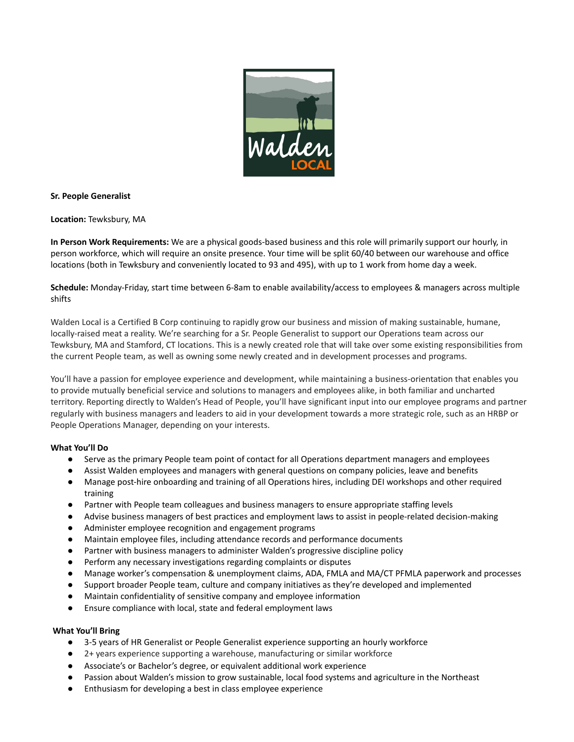Walden LOCAL

**Sr. People Generalist**

**Location:** Tewksbury, MA

**In Person Work Requirements:** We are a physical goods-based business and this role will primarily support our hourly, in person workforce, which will require an onsite presence. Your time will be split 60/40 between our warehouse and office locations (both in Tewksbury and conveniently located to 93 and 495), with up to 1 work from home day a week.

**Schedule:** Monday-Friday, start time between 6-8am to enable availability/access to employees & managers across multiple shifts

Walden Local is a Certified B Corp continuing to rapidly grow our business and mission of making sustainable, humane, locally-raised meat a reality. We're searching for a Sr. People Generalist to support our Operations team across our Tewksbury, MA and Stamford, CT locations. This is a newly created role that will take over some existing responsibilities from the current People team, as well as owning some newly created and in development processes and programs.

You'll have a passion for employee experience and development, while maintaining a business-orientation that enables you to provide mutually beneficial service and solutions to managers and employees alike, in both familiar and uncharted territory. Reporting directly to Walden's Head of People, you'll have significant input into our employee programs and partner regularly with business managers and leaders to aid in your development towards a more strategic role, such as an HRBP or People Operations Manager, depending on your interests.

**What You'll Do**

- Serve as the primary People team point of contact for all Operations department managers and employees
- Assist Walden employees and managers with general questions on company policies, leave and benefits
- Manage post-hire onboarding and training of all Operations hires, including DEI workshops and other required training
- Partner with People team colleagues and business managers to ensure appropriate staffing levels
- Advise business managers of best practices and employment laws to assist in people-related decision-making
- Administer employee recognition and engagement programs
- Maintain employee files, including attendance records and performance documents
- Partner with business managers to administer Walden's progressive discipline policy
- Perform any necessary investigations regarding complaints or disputes
- Manage worker's compensation & unemployment claims, ADA, FMLA and MA/CT PFMLA paperwork and processes
- Support broader People team, culture and company initiatives as they're developed and implemented
- Maintain confidentiality of sensitive company and employee information
- Ensure compliance with local, state and federal employment laws

**What You'll Bring**

- 3-5 years of HR Generalist or People Generalist experience supporting an hourly workforce
- 2+ years experience supporting a warehouse, manufacturing or similar workforce
- Associate's or Bachelor's degree, or equivalent additional work experience
- Passion about Walden's mission to grow sustainable, local food systems and agriculture in the Northeast
- Enthusiasm for developing a best in class employee experience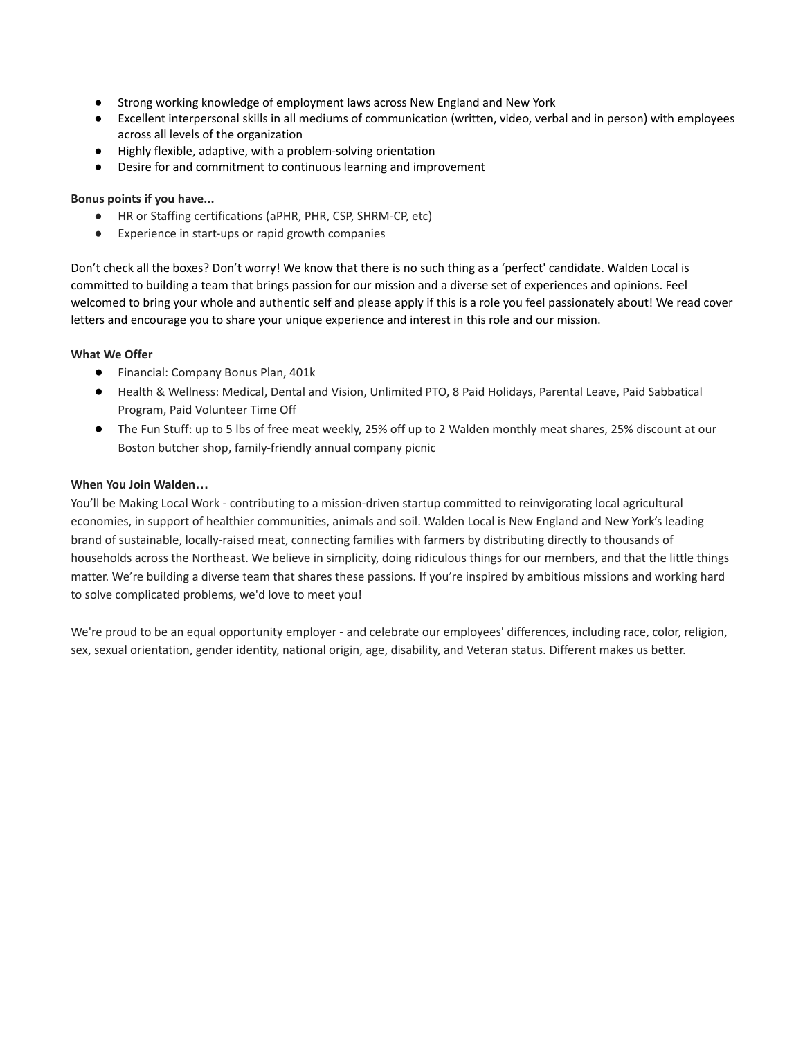- Strong working knowledge of employment laws across New England and New York
- Excellent interpersonal skills in all mediums of communication (written, video, verbal and in person) with employees across all levels of the organization
- Highly flexible, adaptive, with a problem-solving orientation
- Desire for and commitment to continuous learning and improvement

**Bonus points if you have...**

- HR or Staffing certifications (aPHR, PHR, CSP, SHRM-CP, etc)
- Experience in start-ups or rapid growth companies

Don't check all the boxes? Don't worry! We know that there is no such thing as a 'perfect' candidate. Walden Local is committed to building a team that brings passion for our mission and a diverse set of experiences and opinions. Feel welcomed to bring your whole and authentic self and please apply if this is a role you feel passionately about! We read cover letters and encourage you to share your unique experience and interest in this role and our mission.

**What We Offer**

- Financial: Company Bonus Plan, 401k
- Health & Wellness: Medical, Dental and Vision, Unlimited PTO, 8 Paid Holidays, Parental Leave, Paid Sabbatical Program, Paid Volunteer Time Off
- The Fun Stuff: up to 5 lbs of free meat weekly, 25% off up to 2 Walden monthly meat shares, 25% discount at our Boston butcher shop, family-friendly annual company picnic

**When You Join Walden…**

You'll be Making Local Work - contributing to a mission-driven startup committed to reinvigorating local agricultural economies, in support of healthier communities, animals and soil. Walden Local is New England and New York's leading brand of sustainable, locally-raised meat, connecting families with farmers by distributing directly to thousands of households across the Northeast. We believe in simplicity, doing ridiculous things for our members, and that the little things matter. We're building a diverse team that shares these passions. If you're inspired by ambitious missions and working hard to solve complicated problems, we'd love to meet you!

We're proud to be an equal opportunity employer - and celebrate our employees' differences, including race, color, religion, sex, sexual orientation, gender identity, national origin, age, disability, and Veteran status. Different makes us better.